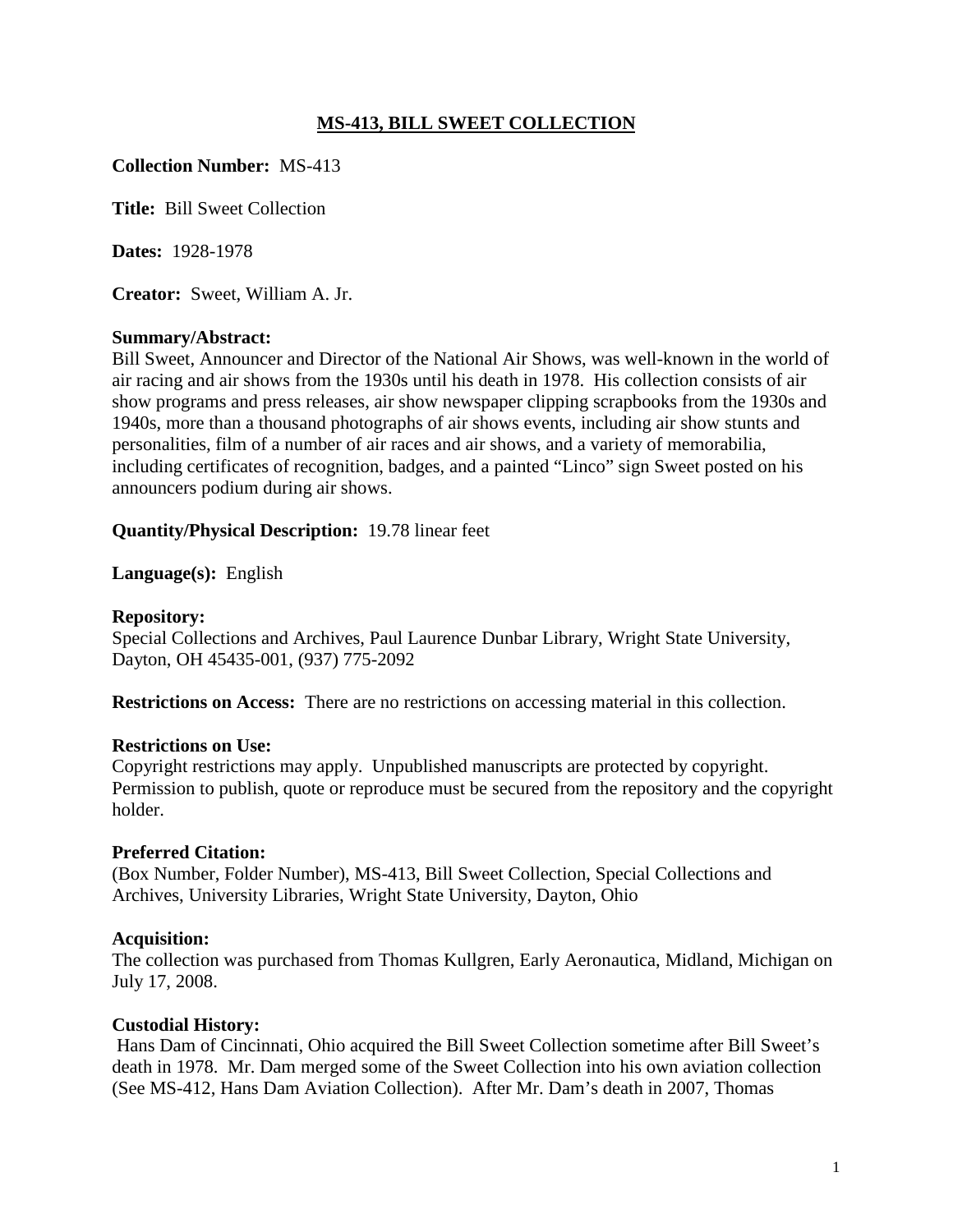# MS-413, BILL SWEET COLLECTION

**Collection Number:** MS-413

**Title:** Bill Sweet Collection

**Dates:** 1928-1978

**Creator:** Sweet, William A. Jr.

**Summary/Abstract:**
Bill Sweet, Announcer and Director of the National Air Shows, was well-known in the world of air racing and air shows from the 1930s until his death in 1978. His collection consists of air show programs and press releases, air show newspaper clipping scrapbooks from the 1930s and 1940s, more than a thousand photographs of air shows events, including air show stunts and personalities, film of a number of air races and air shows, and a variety of memorabilia, including certificates of recognition, badges, and a painted "Linco" sign Sweet posted on his announcers podium during air shows.

**Quantity/Physical Description:** 19.78 linear feet

**Language(s):** English

**Repository:**
Special Collections and Archives, Paul Laurence Dunbar Library, Wright State University, Dayton, OH 45435-001, (937) 775-2092

**Restrictions on Access:** There are no restrictions on accessing material in this collection.

**Restrictions on Use:**
Copyright restrictions may apply. Unpublished manuscripts are protected by copyright. Permission to publish, quote or reproduce must be secured from the repository and the copyright holder.

**Preferred Citation:**
(Box Number, Folder Number), MS-413, Bill Sweet Collection, Special Collections and Archives, University Libraries, Wright State University, Dayton, Ohio

**Acquisition:**
The collection was purchased from Thomas Kullgren, Early Aeronautica, Midland, Michigan on July 17, 2008.

**Custodial History:**
Hans Dam of Cincinnati, Ohio acquired the Bill Sweet Collection sometime after Bill Sweet's death in 1978. Mr. Dam merged some of the Sweet Collection into his own aviation collection (See MS-412, Hans Dam Aviation Collection). After Mr. Dam's death in 2007, Thomas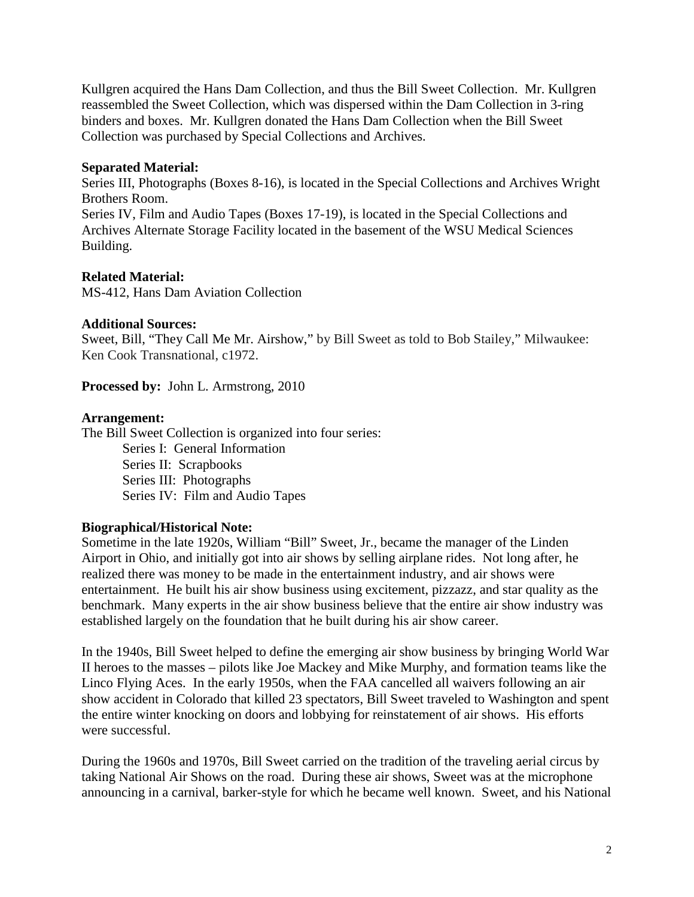Kullgren acquired the Hans Dam Collection, and thus the Bill Sweet Collection. Mr. Kullgren reassembled the Sweet Collection, which was dispersed within the Dam Collection in 3-ring binders and boxes. Mr. Kullgren donated the Hans Dam Collection when the Bill Sweet Collection was purchased by Special Collections and Archives.

**Separated Material:**
Series III, Photographs (Boxes 8-16), is located in the Special Collections and Archives Wright Brothers Room.
Series IV, Film and Audio Tapes (Boxes 17-19), is located in the Special Collections and Archives Alternate Storage Facility located in the basement of the WSU Medical Sciences Building.

**Related Material:**
MS-412, Hans Dam Aviation Collection

**Additional Sources:**
Sweet, Bill, "They Call Me Mr. Airshow," by Bill Sweet as told to Bob Stailey," Milwaukee: Ken Cook Transnational, c1972.

**Processed by:** John L. Armstrong, 2010

**Arrangement:**
The Bill Sweet Collection is organized into four series:

- Series I: General Information
- Series II: Scrapbooks
- Series III: Photographs
- Series IV: Film and Audio Tapes

**Biographical/Historical Note:**
Sometime in the late 1920s, William "Bill" Sweet, Jr., became the manager of the Linden Airport in Ohio, and initially got into air shows by selling airplane rides. Not long after, he realized there was money to be made in the entertainment industry, and air shows were entertainment. He built his air show business using excitement, pizzazz, and star quality as the benchmark. Many experts in the air show business believe that the entire air show industry was established largely on the foundation that he built during his air show career.

In the 1940s, Bill Sweet helped to define the emerging air show business by bringing World War II heroes to the masses – pilots like Joe Mackey and Mike Murphy, and formation teams like the Linco Flying Aces. In the early 1950s, when the FAA cancelled all waivers following an air show accident in Colorado that killed 23 spectators, Bill Sweet traveled to Washington and spent the entire winter knocking on doors and lobbying for reinstatement of air shows. His efforts were successful.

During the 1960s and 1970s, Bill Sweet carried on the tradition of the traveling aerial circus by taking National Air Shows on the road. During these air shows, Sweet was at the microphone announcing in a carnival, barker-style for which he became well known. Sweet, and his National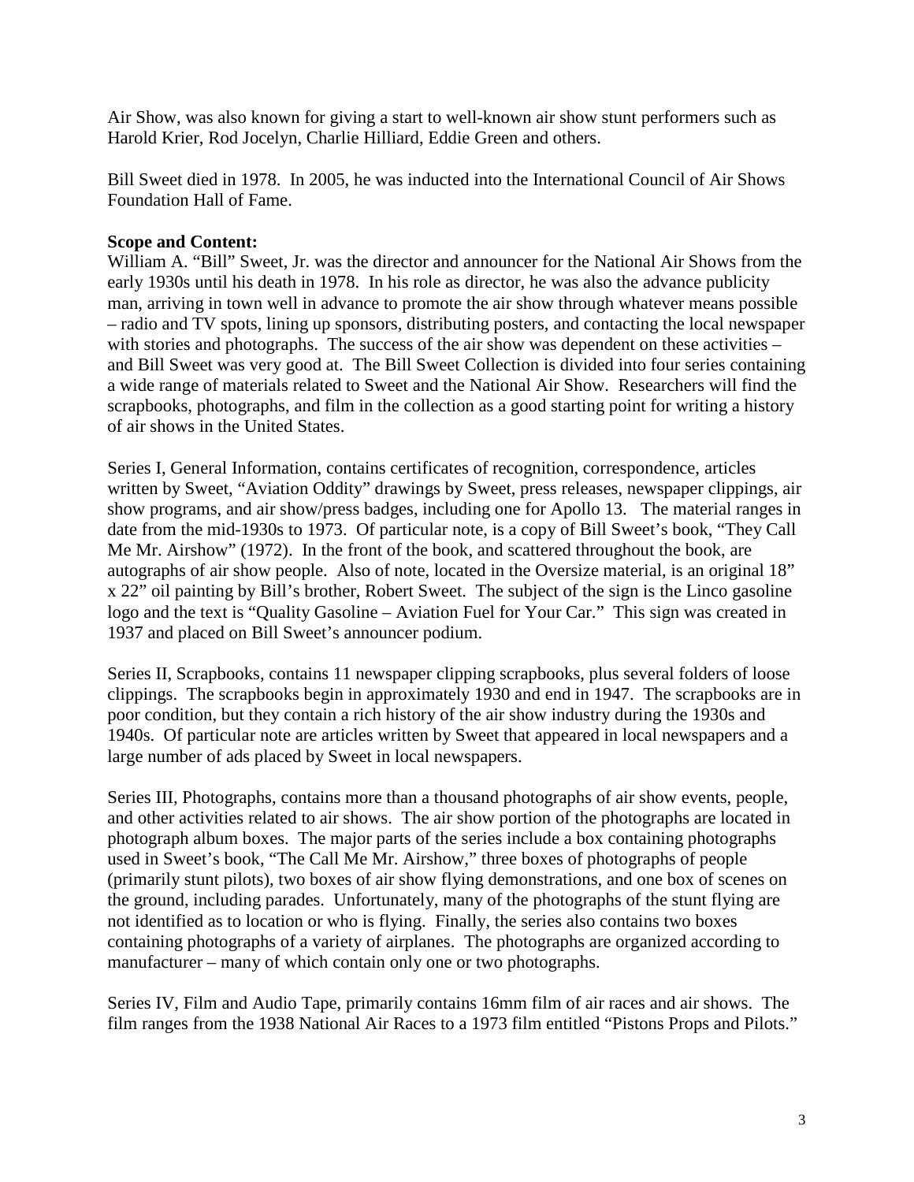Air Show, was also known for giving a start to well-known air show stunt performers such as Harold Krier, Rod Jocelyn, Charlie Hilliard, Eddie Green and others.

Bill Sweet died in 1978. In 2005, he was inducted into the International Council of Air Shows Foundation Hall of Fame.

**Scope and Content:**
William A. "Bill" Sweet, Jr. was the director and announcer for the National Air Shows from the early 1930s until his death in 1978. In his role as director, he was also the advance publicity man, arriving in town well in advance to promote the air show through whatever means possible – radio and TV spots, lining up sponsors, distributing posters, and contacting the local newspaper with stories and photographs. The success of the air show was dependent on these activities – and Bill Sweet was very good at. The Bill Sweet Collection is divided into four series containing a wide range of materials related to Sweet and the National Air Show. Researchers will find the scrapbooks, photographs, and film in the collection as a good starting point for writing a history of air shows in the United States.

Series I, General Information, contains certificates of recognition, correspondence, articles written by Sweet, "Aviation Oddity" drawings by Sweet, press releases, newspaper clippings, air show programs, and air show/press badges, including one for Apollo 13. The material ranges in date from the mid-1930s to 1973. Of particular note, is a copy of Bill Sweet's book, "They Call Me Mr. Airshow" (1972). In the front of the book, and scattered throughout the book, are autographs of air show people. Also of note, located in the Oversize material, is an original 18" x 22" oil painting by Bill's brother, Robert Sweet. The subject of the sign is the Linco gasoline logo and the text is "Quality Gasoline – Aviation Fuel for Your Car." This sign was created in 1937 and placed on Bill Sweet's announcer podium.

Series II, Scrapbooks, contains 11 newspaper clipping scrapbooks, plus several folders of loose clippings. The scrapbooks begin in approximately 1930 and end in 1947. The scrapbooks are in poor condition, but they contain a rich history of the air show industry during the 1930s and 1940s. Of particular note are articles written by Sweet that appeared in local newspapers and a large number of ads placed by Sweet in local newspapers.

Series III, Photographs, contains more than a thousand photographs of air show events, people, and other activities related to air shows. The air show portion of the photographs are located in photograph album boxes. The major parts of the series include a box containing photographs used in Sweet's book, "The Call Me Mr. Airshow," three boxes of photographs of people (primarily stunt pilots), two boxes of air show flying demonstrations, and one box of scenes on the ground, including parades. Unfortunately, many of the photographs of the stunt flying are not identified as to location or who is flying. Finally, the series also contains two boxes containing photographs of a variety of airplanes. The photographs are organized according to manufacturer – many of which contain only one or two photographs.

Series IV, Film and Audio Tape, primarily contains 16mm film of air races and air shows. The film ranges from the 1938 National Air Races to a 1973 film entitled "Pistons Props and Pilots."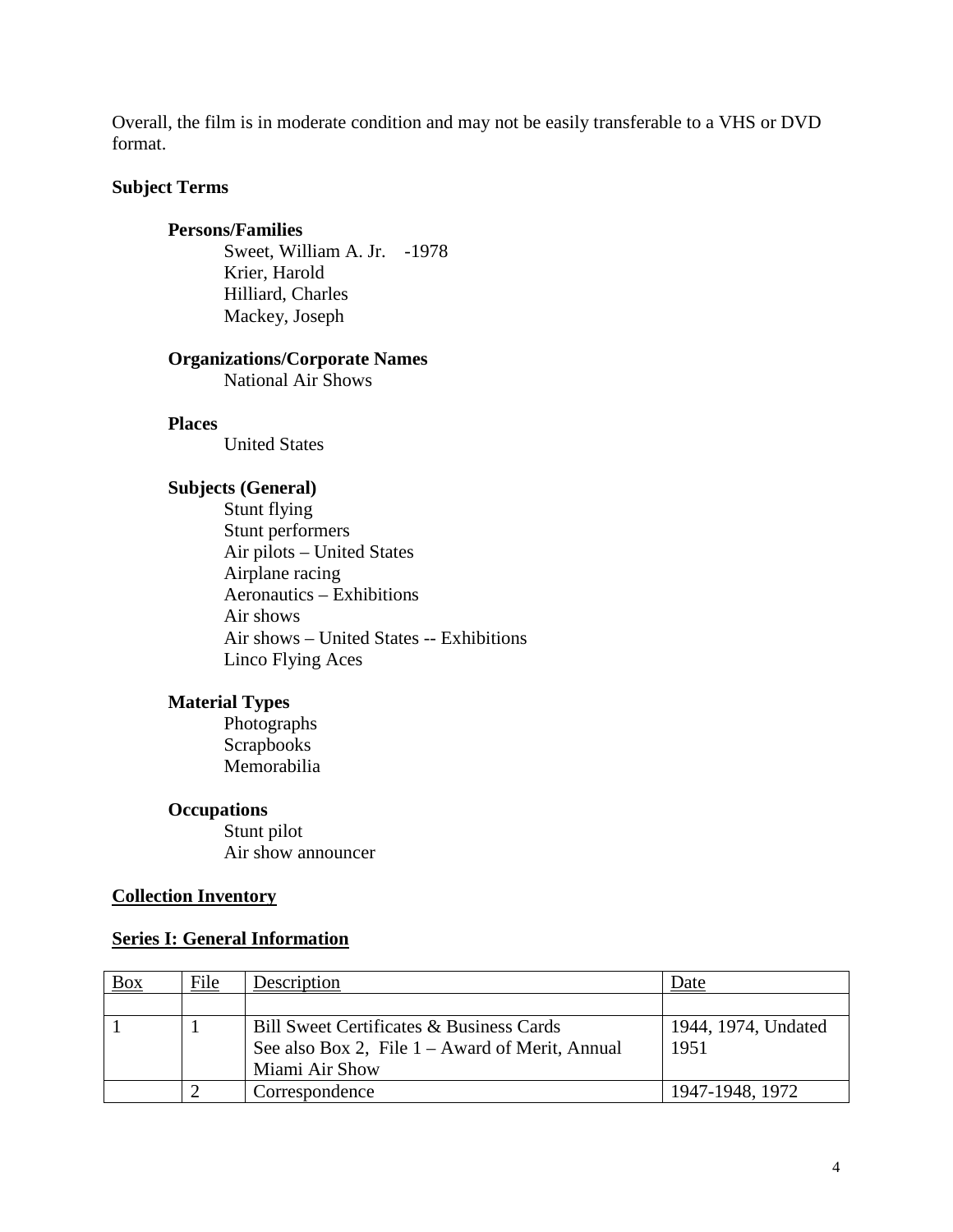Overall, the film is in moderate condition and may not be easily transferable to a VHS or DVD format.

**Subject Terms**

**Persons/Families**

Sweet, William A. Jr. -1978
Krier, Harold
Hilliard, Charles
Mackey, Joseph

**Organizations/Corporate Names**

National Air Shows

**Places**

United States

**Subjects (General)**

Stunt flying
Stunt performers
Air pilots – United States
Airplane racing
Aeronautics – Exhibitions
Air shows
Air shows – United States -- Exhibitions
Linco Flying Aces

**Material Types**

Photographs
Scrapbooks
Memorabilia

**Occupations**

Stunt pilot
Air show announcer

## Collection Inventory

## Series I: General Information

| Box | File | Description | Date |
|---|---|---|---|
| | | | |
| 1 | 1 | Bill Sweet Certificates & Business Cards<br>See also Box 2, File 1 – Award of Merit, Annual Miami Air Show | 1944, 1974, Undated<br>1951 |
| | 2 | Correspondence | 1947-1948, 1972 |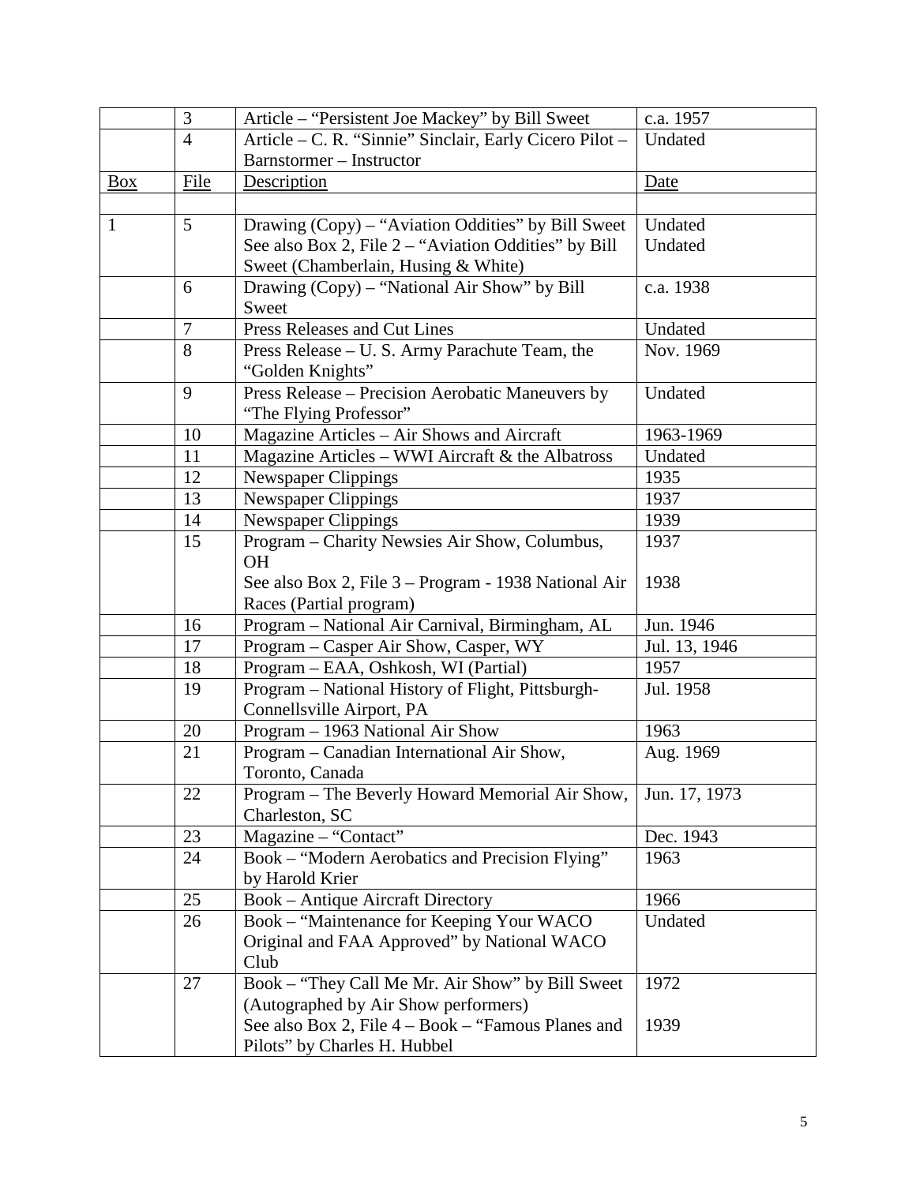| | | | |
|---|---|---|---|
| | 3 | Article – "Persistent Joe Mackey" by Bill Sweet | c.a. 1957 |
| | 4 | Article – C. R. "Sinnie" Sinclair, Early Cicero Pilot – Barnstormer – Instructor | Undated |
| Box | File | Description | Date |
| | | | |
| 1 | 5 | Drawing (Copy) – "Aviation Oddities" by Bill Sweet<br>See also Box 2, File 2 – "Aviation Oddities" by Bill Sweet (Chamberlain, Husing & White) | Undated<br>Undated |
| | 6 | Drawing (Copy) – "National Air Show" by Bill Sweet | c.a. 1938 |
| | 7 | Press Releases and Cut Lines | Undated |
| | 8 | Press Release – U. S. Army Parachute Team, the "Golden Knights" | Nov. 1969 |
| | 9 | Press Release – Precision Aerobatic Maneuvers by "The Flying Professor" | Undated |
| | 10 | Magazine Articles – Air Shows and Aircraft | 1963-1969 |
| | 11 | Magazine Articles – WWI Aircraft & the Albatross | Undated |
| | 12 | Newspaper Clippings | 1935 |
| | 13 | Newspaper Clippings | 1937 |
| | 14 | Newspaper Clippings | 1939 |
| | 15 | Program – Charity Newsies Air Show, Columbus, OH<br>See also Box 2, File 3 – Program - 1938 National Air Races (Partial program) | 1937<br>1938 |
| | 16 | Program – National Air Carnival, Birmingham, AL | Jun. 1946 |
| | 17 | Program – Casper Air Show, Casper, WY | Jul. 13, 1946 |
| | 18 | Program – EAA, Oshkosh, WI (Partial) | 1957 |
| | 19 | Program – National History of Flight, Pittsburgh-Connellsville Airport, PA | Jul. 1958 |
| | 20 | Program – 1963 National Air Show | 1963 |
| | 21 | Program – Canadian International Air Show, Toronto, Canada | Aug. 1969 |
| | 22 | Program – The Beverly Howard Memorial Air Show, Charleston, SC | Jun. 17, 1973 |
| | 23 | Magazine – "Contact" | Dec. 1943 |
| | 24 | Book – "Modern Aerobatics and Precision Flying" by Harold Krier | 1963 |
| | 25 | Book – Antique Aircraft Directory | 1966 |
| | 26 | Book – "Maintenance for Keeping Your WACO Original and FAA Approved" by National WACO Club | Undated |
| | 27 | Book – "They Call Me Mr. Air Show" by Bill Sweet (Autographed by Air Show performers)<br>See also Box 2, File 4 – Book – "Famous Planes and Pilots" by Charles H. Hubbel | 1972<br>1939 |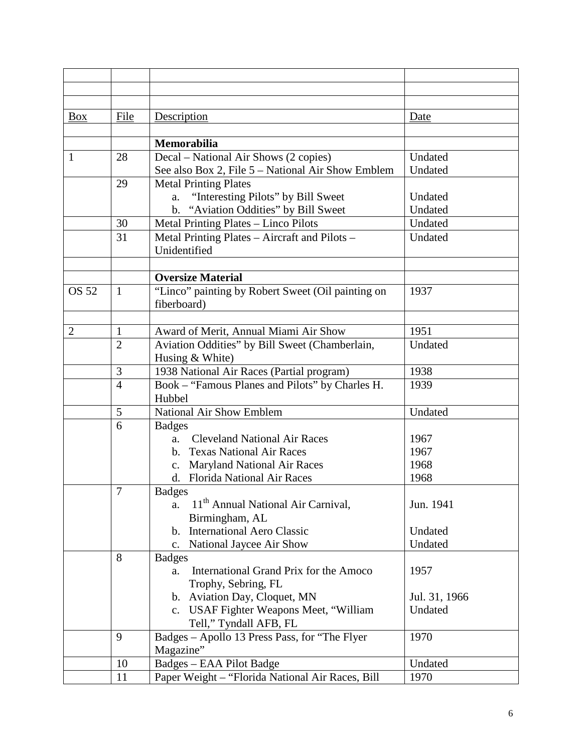| | | | |
|---|---|---|---|
| | | | |
| | | | |
| | | | |
| Box | File | Description | Date |
| | | | |
| | | **Memorabilia** | |
| 1 | 28 | Decal – National Air Shows (2 copies)<br>See also Box 2, File 5 – National Air Show Emblem | Undated<br>Undated |
| | 29 | Metal Printing Plates<br>a. "Interesting Pilots" by Bill Sweet<br>b. "Aviation Oddities" by Bill Sweet | <br>Undated<br>Undated |
| | 30 | Metal Printing Plates – Linco Pilots | Undated |
| | 31 | Metal Printing Plates – Aircraft and Pilots – Unidentified | Undated |
| | | | |
| | | **Oversize Material** | |
| OS 52 | 1 | "Linco" painting by Robert Sweet (Oil painting on fiberboard) | 1937 |
| | | | |
| 2 | 1 | Award of Merit, Annual Miami Air Show | 1951 |
| | 2 | Aviation Oddities" by Bill Sweet (Chamberlain, Husing & White) | Undated |
| | 3 | 1938 National Air Races (Partial program) | 1938 |
| | 4 | Book – "Famous Planes and Pilots" by Charles H. Hubbel | 1939 |
| | 5 | National Air Show Emblem | Undated |
| | 6 | Badges<br>a. Cleveland National Air Races<br>b. Texas National Air Races<br>c. Maryland National Air Races<br>d. Florida National Air Races | <br>1967<br>1967<br>1968<br>1968 |
| | 7 | Badges<br>a. 11th Annual National Air Carnival, Birmingham, AL<br>b. International Aero Classic<br>c. National Jaycee Air Show | <br>Jun. 1941<br><br>Undated<br>Undated |
| | 8 | Badges<br>a. International Grand Prix for the Amoco Trophy, Sebring, FL<br>b. Aviation Day, Cloquet, MN<br>c. USAF Fighter Weapons Meet, "William Tell," Tyndall AFB, FL | <br>1957<br><br>Jul. 31, 1966<br>Undated |
| | 9 | Badges – Apollo 13 Press Pass, for "The Flyer Magazine" | 1970 |
| | 10 | Badges – EAA Pilot Badge | Undated |
| | 11 | Paper Weight – "Florida National Air Races, Bill | 1970 |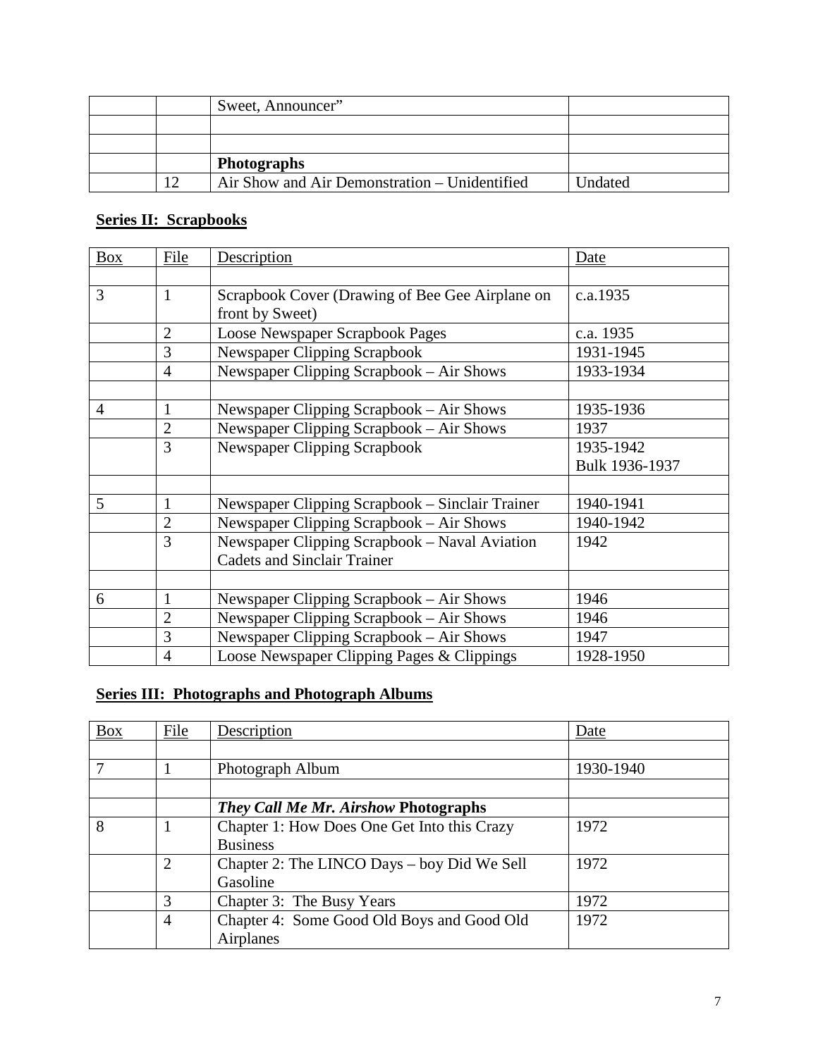| | | | |
|---|---|---|---|
| | | Sweet, Announcer" | |
| | | | |
| | | | |
| | | **Photographs** | |
| | 12 | Air Show and Air Demonstration – Unidentified | Undated |

## Series II: Scrapbooks

| Box | File | Description | Date |
|---|---|---|---|
| | | | |
| 3 | 1 | Scrapbook Cover (Drawing of Bee Gee Airplane on front by Sweet) | c.a.1935 |
| | 2 | Loose Newspaper Scrapbook Pages | c.a. 1935 |
| | 3 | Newspaper Clipping Scrapbook | 1931-1945 |
| | 4 | Newspaper Clipping Scrapbook – Air Shows | 1933-1934 |
| | | | |
| 4 | 1 | Newspaper Clipping Scrapbook – Air Shows | 1935-1936 |
| | 2 | Newspaper Clipping Scrapbook – Air Shows | 1937 |
| | 3 | Newspaper Clipping Scrapbook | 1935-1942 Bulk 1936-1937 |
| | | | |
| 5 | 1 | Newspaper Clipping Scrapbook – Sinclair Trainer | 1940-1941 |
| | 2 | Newspaper Clipping Scrapbook – Air Shows | 1940-1942 |
| | 3 | Newspaper Clipping Scrapbook – Naval Aviation Cadets and Sinclair Trainer | 1942 |
| | | | |
| 6 | 1 | Newspaper Clipping Scrapbook – Air Shows | 1946 |
| | 2 | Newspaper Clipping Scrapbook – Air Shows | 1946 |
| | 3 | Newspaper Clipping Scrapbook – Air Shows | 1947 |
| | 4 | Loose Newspaper Clipping Pages & Clippings | 1928-1950 |

## Series III: Photographs and Photograph Albums

| Box | File | Description | Date |
|---|---|---|---|
| | | | |
| 7 | 1 | Photograph Album | 1930-1940 |
| | | | |
| | | ***They Call Me Mr. Airshow* Photographs** | |
| 8 | 1 | Chapter 1: How Does One Get Into this Crazy Business | 1972 |
| | 2 | Chapter 2: The LINCO Days – boy Did We Sell Gasoline | 1972 |
| | 3 | Chapter 3: The Busy Years | 1972 |
| | 4 | Chapter 4: Some Good Old Boys and Good Old Airplanes | 1972 |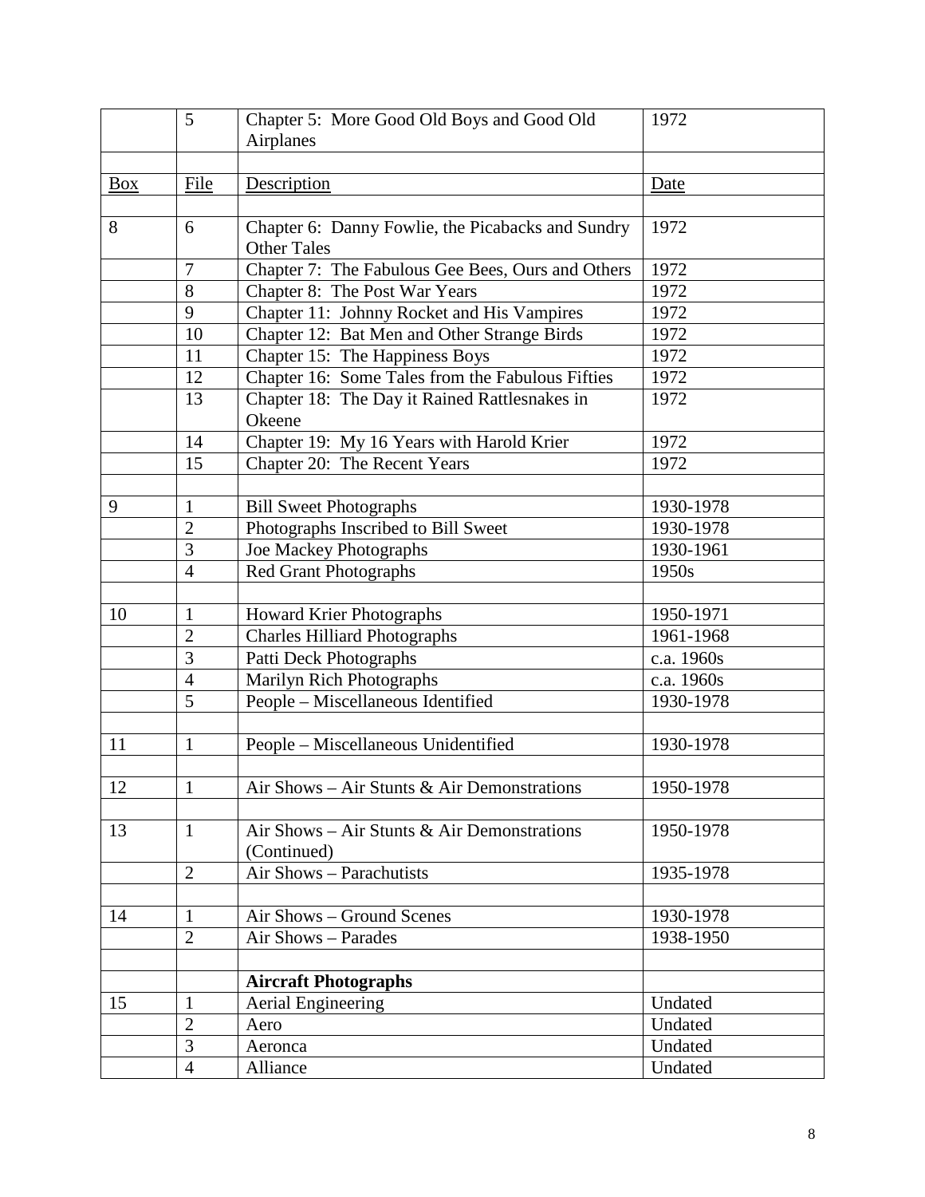|  | 5 | Chapter 5: More Good Old Boys and Good Old Airplanes | 1972 |
|---|---|---|---|
|  |  |  |  |
| Box | File | Description | Date |
|  |  |  |  |
| 8 | 6 | Chapter 6: Danny Fowlie, the Picabacks and Sundry Other Tales | 1972 |
|  | 7 | Chapter 7: The Fabulous Gee Bees, Ours and Others | 1972 |
|  | 8 | Chapter 8: The Post War Years | 1972 |
|  | 9 | Chapter 11: Johnny Rocket and His Vampires | 1972 |
|  | 10 | Chapter 12: Bat Men and Other Strange Birds | 1972 |
|  | 11 | Chapter 15: The Happiness Boys | 1972 |
|  | 12 | Chapter 16: Some Tales from the Fabulous Fifties | 1972 |
|  | 13 | Chapter 18: The Day it Rained Rattlesnakes in Okeene | 1972 |
|  | 14 | Chapter 19: My 16 Years with Harold Krier | 1972 |
|  | 15 | Chapter 20: The Recent Years | 1972 |
|  |  |  |  |
| 9 | 1 | Bill Sweet Photographs | 1930-1978 |
|  | 2 | Photographs Inscribed to Bill Sweet | 1930-1978 |
|  | 3 | Joe Mackey Photographs | 1930-1961 |
|  | 4 | Red Grant Photographs | 1950s |
|  |  |  |  |
| 10 | 1 | Howard Krier Photographs | 1950-1971 |
|  | 2 | Charles Hilliard Photographs | 1961-1968 |
|  | 3 | Patti Deck Photographs | c.a. 1960s |
|  | 4 | Marilyn Rich Photographs | c.a. 1960s |
|  | 5 | People – Miscellaneous Identified | 1930-1978 |
|  |  |  |  |
| 11 | 1 | People – Miscellaneous Unidentified | 1930-1978 |
|  |  |  |  |
| 12 | 1 | Air Shows – Air Stunts & Air Demonstrations | 1950-1978 |
|  |  |  |  |
| 13 | 1 | Air Shows – Air Stunts & Air Demonstrations (Continued) | 1950-1978 |
|  | 2 | Air Shows – Parachutists | 1935-1978 |
|  |  |  |  |
| 14 | 1 | Air Shows – Ground Scenes | 1930-1978 |
|  | 2 | Air Shows – Parades | 1938-1950 |
|  |  |  |  |
|  |  | **Aircraft Photographs** |  |
| 15 | 1 | Aerial Engineering | Undated |
|  | 2 | Aero | Undated |
|  | 3 | Aeronca | Undated |
|  | 4 | Alliance | Undated |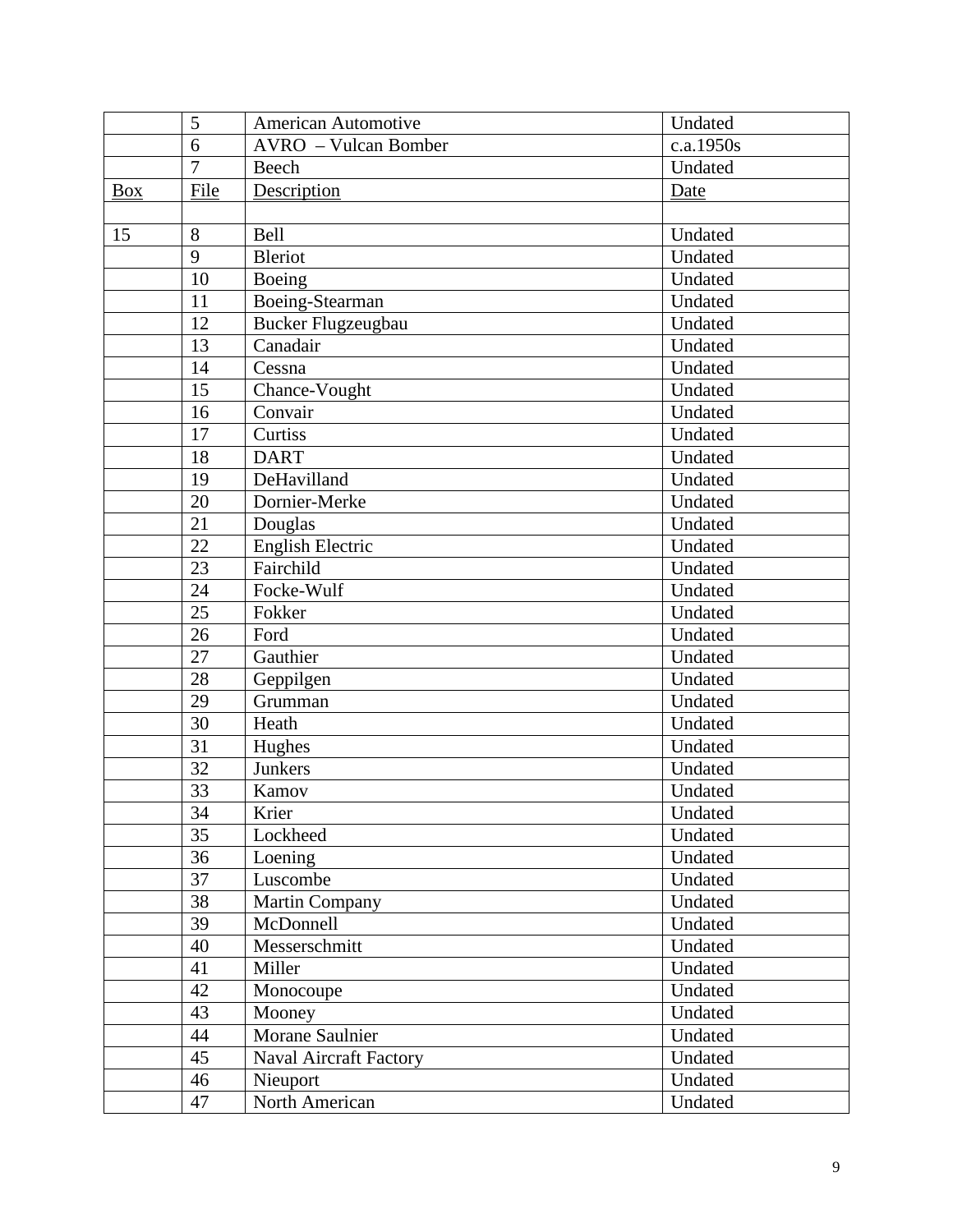| | | | |
|---|---|---|---|
| | 5 | American Automotive | Undated |
| | 6 | AVRO – Vulcan Bomber | c.a.1950s |
| | 7 | Beech | Undated |

| Box | File | Description | Date |
|---|---|---|---|
| | | | |
| 15 | 8 | Bell | Undated |
| | 9 | Bleriot | Undated |
| | 10 | Boeing | Undated |
| | 11 | Boeing-Stearman | Undated |
| | 12 | Bucker Flugzeugbau | Undated |
| | 13 | Canadair | Undated |
| | 14 | Cessna | Undated |
| | 15 | Chance-Vought | Undated |
| | 16 | Convair | Undated |
| | 17 | Curtiss | Undated |
| | 18 | DART | Undated |
| | 19 | DeHavilland | Undated |
| | 20 | Dornier-Merke | Undated |
| | 21 | Douglas | Undated |
| | 22 | English Electric | Undated |
| | 23 | Fairchild | Undated |
| | 24 | Focke-Wulf | Undated |
| | 25 | Fokker | Undated |
| | 26 | Ford | Undated |
| | 27 | Gauthier | Undated |
| | 28 | Geppilgen | Undated |
| | 29 | Grumman | Undated |
| | 30 | Heath | Undated |
| | 31 | Hughes | Undated |
| | 32 | Junkers | Undated |
| | 33 | Kamov | Undated |
| | 34 | Krier | Undated |
| | 35 | Lockheed | Undated |
| | 36 | Loening | Undated |
| | 37 | Luscombe | Undated |
| | 38 | Martin Company | Undated |
| | 39 | McDonnell | Undated |
| | 40 | Messerschmitt | Undated |
| | 41 | Miller | Undated |
| | 42 | Monocoupe | Undated |
| | 43 | Mooney | Undated |
| | 44 | Morane Saulnier | Undated |
| | 45 | Naval Aircraft Factory | Undated |
| | 46 | Nieuport | Undated |
| | 47 | North American | Undated |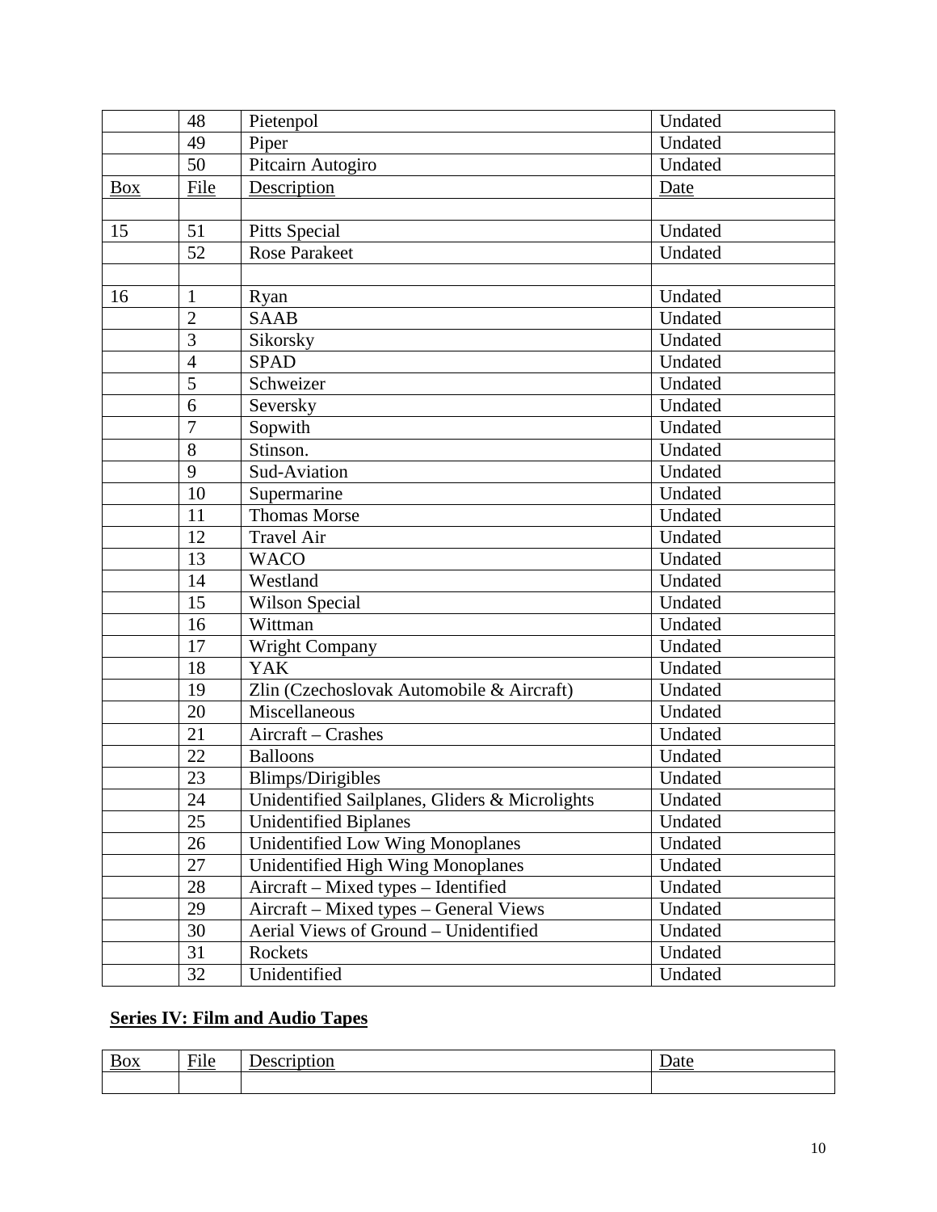| | 48 | Pietenpol | Undated |
|---|---|---|---|
| | 49 | Piper | Undated |
| | 50 | Pitcairn Autogiro | Undated |
| Box | File | Description | Date |
| | | | |
| 15 | 51 | Pitts Special | Undated |
| | 52 | Rose Parakeet | Undated |
| | | | |
| 16 | 1 | Ryan | Undated |
| | 2 | SAAB | Undated |
| | 3 | Sikorsky | Undated |
| | 4 | SPAD | Undated |
| | 5 | Schweizer | Undated |
| | 6 | Seversky | Undated |
| | 7 | Sopwith | Undated |
| | 8 | Stinson. | Undated |
| | 9 | Sud-Aviation | Undated |
| | 10 | Supermarine | Undated |
| | 11 | Thomas Morse | Undated |
| | 12 | Travel Air | Undated |
| | 13 | WACO | Undated |
| | 14 | Westland | Undated |
| | 15 | Wilson Special | Undated |
| | 16 | Wittman | Undated |
| | 17 | Wright Company | Undated |
| | 18 | YAK | Undated |
| | 19 | Zlin (Czechoslovak Automobile & Aircraft) | Undated |
| | 20 | Miscellaneous | Undated |
| | 21 | Aircraft – Crashes | Undated |
| | 22 | Balloons | Undated |
| | 23 | Blimps/Dirigibles | Undated |
| | 24 | Unidentified Sailplanes, Gliders & Microlights | Undated |
| | 25 | Unidentified Biplanes | Undated |
| | 26 | Unidentified Low Wing Monoplanes | Undated |
| | 27 | Unidentified High Wing Monoplanes | Undated |
| | 28 | Aircraft – Mixed types – Identified | Undated |
| | 29 | Aircraft – Mixed types – General Views | Undated |
| | 30 | Aerial Views of Ground – Unidentified | Undated |
| | 31 | Rockets | Undated |
| | 32 | Unidentified | Undated |

## Series IV: Film and Audio Tapes

| Box | File | Description | Date |
|---|---|---|---|
| | | | |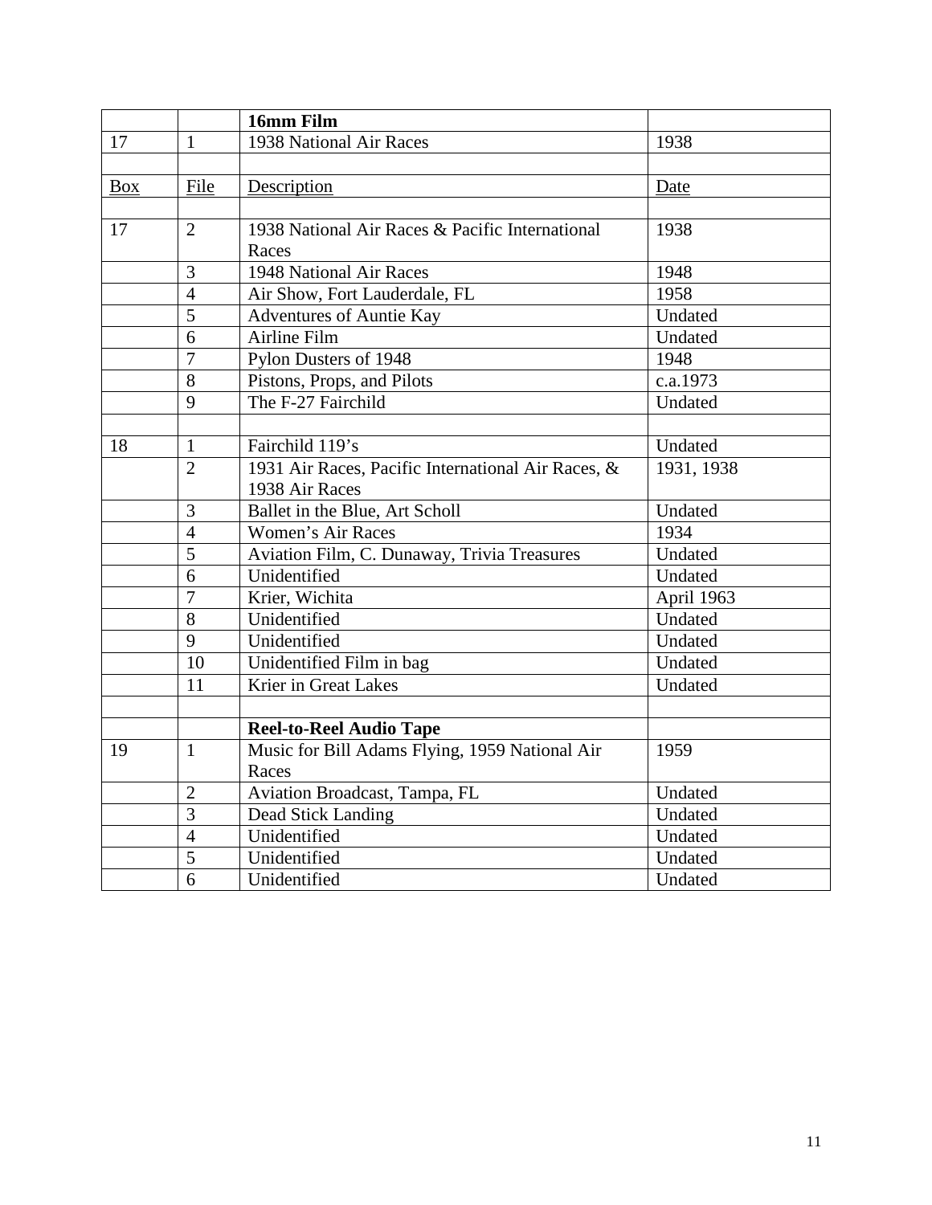| | | | |
|---|---|---|---|
| | | **16mm Film** | |
| 17 | 1 | 1938 National Air Races | 1938 |
| | | | |
| Box | File | Description | Date |
| | | | |
| 17 | 2 | 1938 National Air Races & Pacific International Races | 1938 |
| | 3 | 1948 National Air Races | 1948 |
| | 4 | Air Show, Fort Lauderdale, FL | 1958 |
| | 5 | Adventures of Auntie Kay | Undated |
| | 6 | Airline Film | Undated |
| | 7 | Pylon Dusters of 1948 | 1948 |
| | 8 | Pistons, Props, and Pilots | c.a.1973 |
| | 9 | The F-27 Fairchild | Undated |
| | | | |
| 18 | 1 | Fairchild 119's | Undated |
| | 2 | 1931 Air Races, Pacific International Air Races, & 1938 Air Races | 1931, 1938 |
| | 3 | Ballet in the Blue, Art Scholl | Undated |
| | 4 | Women's Air Races | 1934 |
| | 5 | Aviation Film, C. Dunaway, Trivia Treasures | Undated |
| | 6 | Unidentified | Undated |
| | 7 | Krier, Wichita | April 1963 |
| | 8 | Unidentified | Undated |
| | 9 | Unidentified | Undated |
| | 10 | Unidentified Film in bag | Undated |
| | 11 | Krier in Great Lakes | Undated |
| | | | |
| | | **Reel-to-Reel Audio Tape** | |
| 19 | 1 | Music for Bill Adams Flying, 1959 National Air Races | 1959 |
| | 2 | Aviation Broadcast, Tampa, FL | Undated |
| | 3 | Dead Stick Landing | Undated |
| | 4 | Unidentified | Undated |
| | 5 | Unidentified | Undated |
| | 6 | Unidentified | Undated |